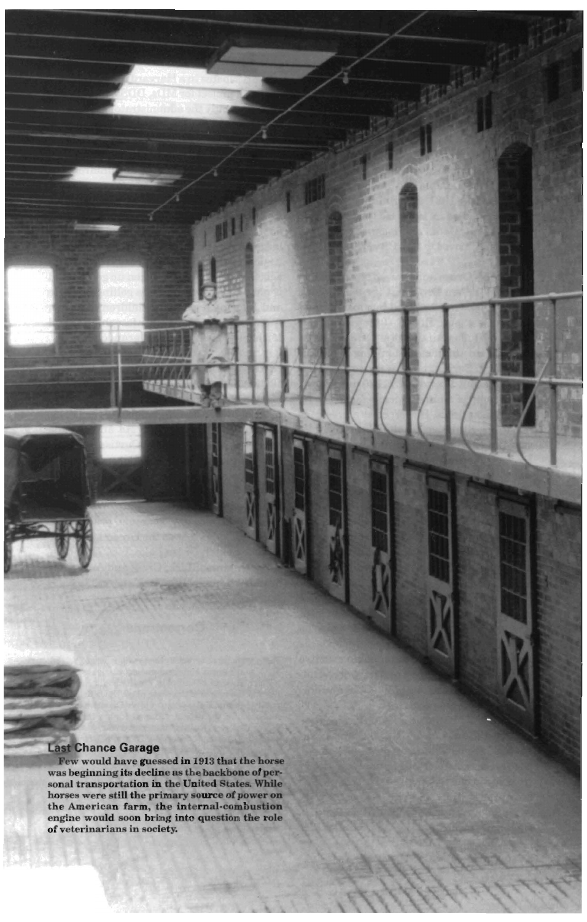**Last Chance Garage**

Few would have guessed in 1913 that the horse was beginning its decline as the backbone of personal transportation in the United States. While horses were still the primary source of power on the American farm, the internal-combustion engine would soon bring into question the role of veterinarians in society.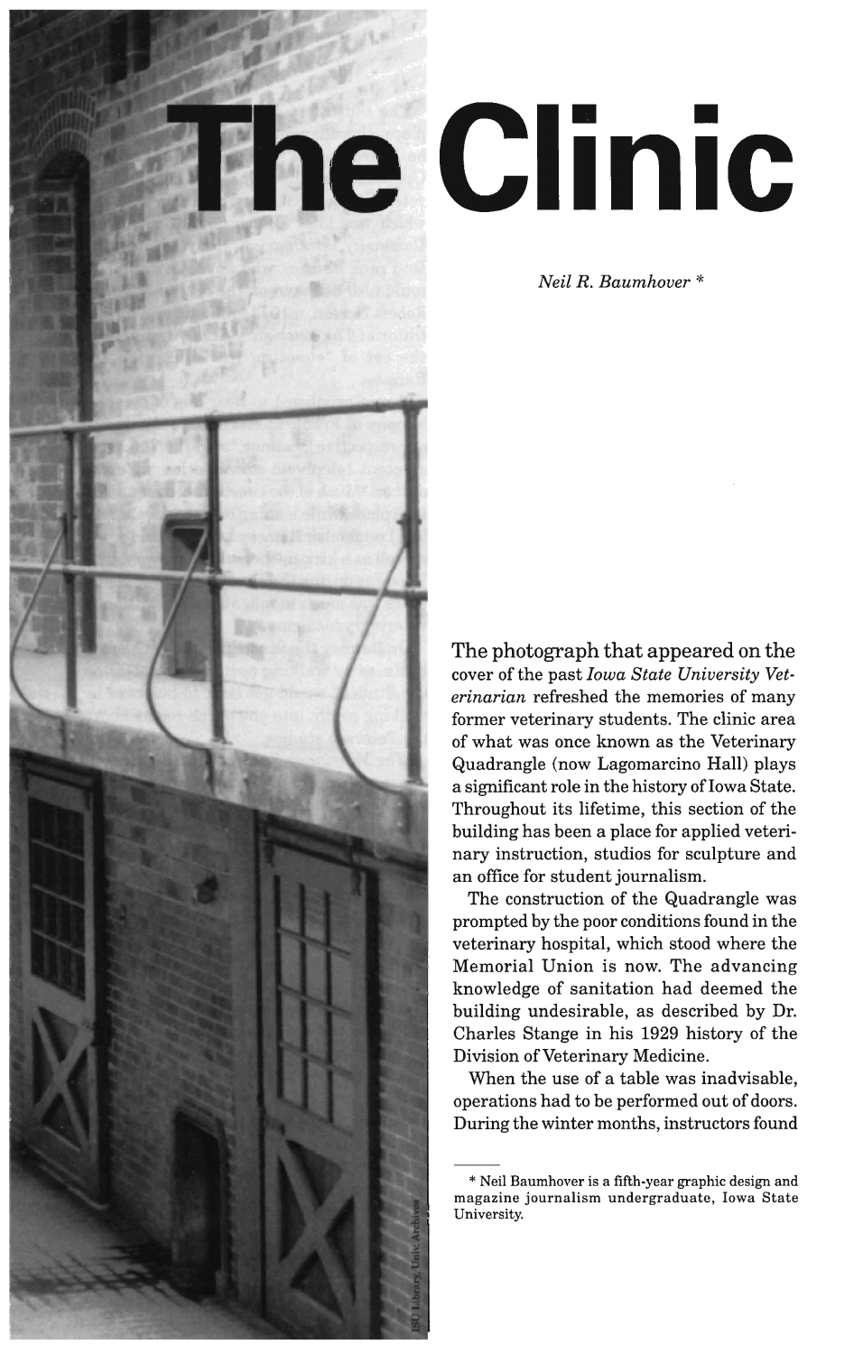# The Clinic

*Neil R. Baumhover* *

The photograph that appeared on the cover of the past *Iowa State University Veterinarian* refreshed the memories of many former veterinary students. The clinic area of what was once known as the Veterinary Quadrangle (now Lagomarcino Hall) plays a significant role in the history of Iowa State. Throughout its lifetime, this section of the building has been a place for applied veterinary instruction, studios for sculpture and an office for student journalism.

The construction of the Quadrangle was prompted by the poor conditions found in the veterinary hospital, which stood where the Memorial Union is now. The advancing knowledge of sanitation had deemed the building undesirable, as described by Dr. Charles Stange in his 1929 history of the Division of Veterinary Medicine.

When the use of a table was inadvisable, operations had to be performed out of doors. During the winter months, instructors found

---

* Neil Baumhover is a fifth-year graphic design and magazine journalism undergraduate, Iowa State University.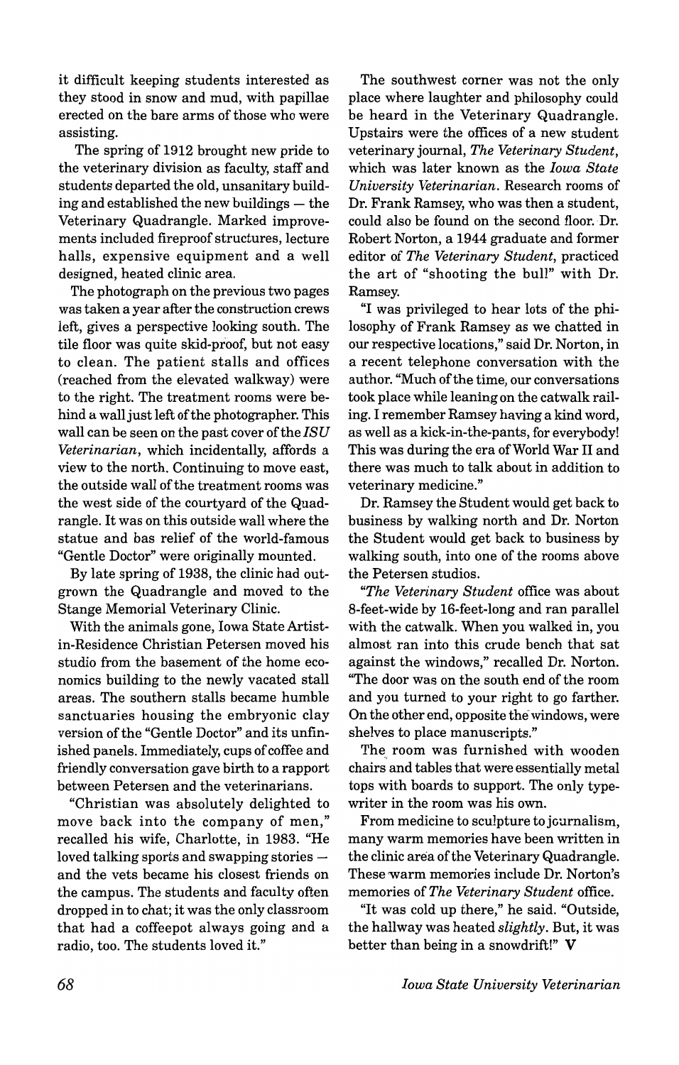it difficult keeping students interested as they stood in snow and mud, with papillae erected on the bare arms of those who were assisting.

The spring of 1912 brought new pride to the veterinary division as faculty, staff and students departed the old, unsanitary building and established the new buildings — the Veterinary Quadrangle. Marked improvements included fireproof structures, lecture halls, expensive equipment and a well designed, heated clinic area.

The photograph on the previous two pages was taken a year after the construction crews left, gives a perspective looking south. The tile floor was quite skid-proof, but not easy to clean. The patient stalls and offices (reached from the elevated walkway) were to the right. The treatment rooms were behind a wall just left of the photographer. This wall can be seen on the past cover of the *ISU Veterinarian*, which incidentally, affords a view to the north. Continuing to move east, the outside wall of the treatment rooms was the west side of the courtyard of the Quadrangle. It was on this outside wall where the statue and bas relief of the world-famous "Gentle Doctor" were originally mounted.

By late spring of 1938, the clinic had outgrown the Quadrangle and moved to the Stange Memorial Veterinary Clinic.

With the animals gone, Iowa State Artist-in-Residence Christian Petersen moved his studio from the basement of the home economics building to the newly vacated stall areas. The southern stalls became humble sanctuaries housing the embryonic clay version of the "Gentle Doctor" and its unfinished panels. Immediately, cups of coffee and friendly conversation gave birth to a rapport between Petersen and the veterinarians.

"Christian was absolutely delighted to move back into the company of men," recalled his wife, Charlotte, in 1983. "He loved talking sports and swapping stories — and the vets became his closest friends on the campus. The students and faculty often dropped in to chat; it was the only classroom that had a coffeepot always going and a radio, too. The students loved it."

The southwest corner was not the only place where laughter and philosophy could be heard in the Veterinary Quadrangle. Upstairs were the offices of a new student veterinary journal, *The Veterinary Student*, which was later known as the *Iowa State University Veterinarian*. Research rooms of Dr. Frank Ramsey, who was then a student, could also be found on the second floor. Dr. Robert Norton, a 1944 graduate and former editor of *The Veterinary Student*, practiced the art of "shooting the bull" with Dr. Ramsey.

"I was privileged to hear lots of the philosophy of Frank Ramsey as we chatted in our respective locations," said Dr. Norton, in a recent telephone conversation with the author. "Much of the time, our conversations took place while leaning on the catwalk railing. I remember Ramsey having a kind word, as well as a kick-in-the-pants, for everybody! This was during the era of World War II and there was much to talk about in addition to veterinary medicine."

Dr. Ramsey the Student would get back to business by walking north and Dr. Norton the Student would get back to business by walking south, into one of the rooms above the Petersen studios.

"*The Veterinary Student* office was about 8-feet-wide by 16-feet-long and ran parallel with the catwalk. When you walked in, you almost ran into this crude bench that sat against the windows," recalled Dr. Norton. "The door was on the south end of the room and you turned to your right to go farther. On the other end, opposite the windows, were shelves to place manuscripts."

The room was furnished with wooden chairs and tables that were essentially metal tops with boards to support. The only typewriter in the room was his own.

From medicine to sculpture to journalism, many warm memories have been written in the clinic area of the Veterinary Quadrangle. These warm memories include Dr. Norton's memories of *The Veterinary Student* office.

"It was cold up there," he said. "Outside, the hallway was heated *slightly*. But, it was better than being in a snowdrift!" **V**